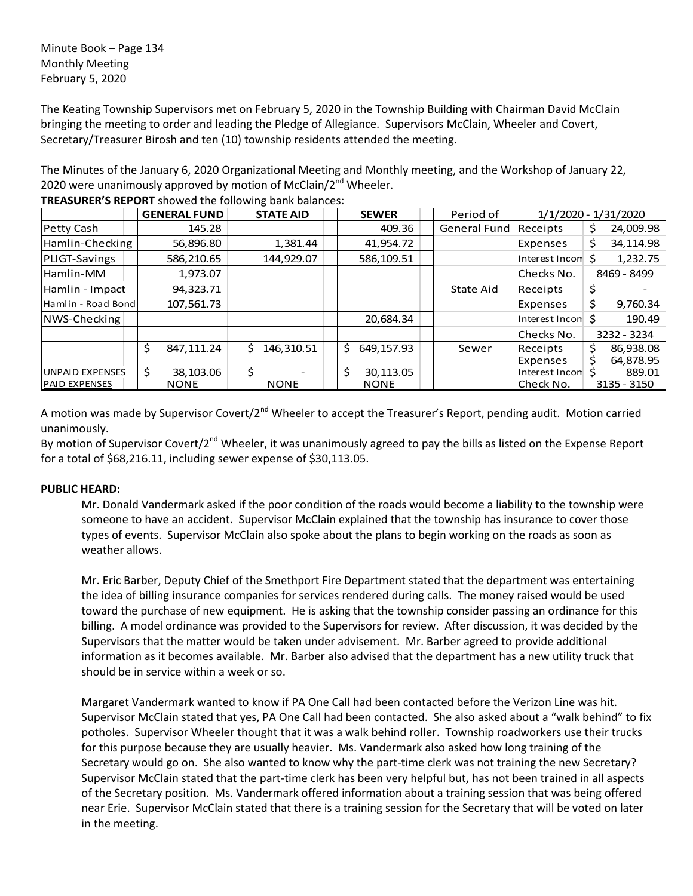Minute Book – Page 134
Monthly Meeting
February 5, 2020

The Keating Township Supervisors met on February 5, 2020 in the Township Building with Chairman David McClain bringing the meeting to order and leading the Pledge of Allegiance. Supervisors McClain, Wheeler and Covert, Secretary/Treasurer Birosh and ten (10) township residents attended the meeting.

The Minutes of the January 6, 2020 Organizational Meeting and Monthly meeting, and the Workshop of January 22, 2020 were unanimously approved by motion of McClain/2nd Wheeler.

**TREASURER'S REPORT** showed the following bank balances:

| | GENERAL FUND | STATE AID | SEWER | Period of | 1/1/2020 - 1/31/2020 | |
|---|---|---|---|---|---|---|
| Petty Cash | 145.28 | | 409.36 | General Fund | Receipts | $ 24,009.98 |
| Hamlin-Checking | 56,896.80 | 1,381.44 | 41,954.72 | | Expenses | $ 34,114.98 |
| PLIGT-Savings | 586,210.65 | 144,929.07 | 586,109.51 | | Interest Incom | $ 1,232.75 |
| Hamlin-MM | 1,973.07 | | | | Checks No. | 8469 - 8499 |
| Hamlin - Impact | 94,323.71 | | | State Aid | Receipts | $ - |
| Hamlin - Road Bond | 107,561.73 | | | | Expenses | $ 9,760.34 |
| NWS-Checking | | | 20,684.34 | | Interest Incom | $ 190.49 |
| | | | | | Checks No. | 3232 - 3234 |
| | $ 847,111.24 | $ 146,310.51 | $ 649,157.93 | Sewer | Receipts | $ 86,938.08 |
| | | | | | Expenses | $ 64,878.95 |
| UNPAID EXPENSES | $ 38,103.06 | $ - | $ 30,113.05 | | Interest Incom | $ 889.01 |
| PAID EXPENSES | NONE | NONE | NONE | | Check No. | 3135 - 3150 |

A motion was made by Supervisor Covert/2nd Wheeler to accept the Treasurer's Report, pending audit. Motion carried unanimously.

By motion of Supervisor Covert/2nd Wheeler, it was unanimously agreed to pay the bills as listed on the Expense Report for a total of $68,216.11, including sewer expense of $30,113.05.

**PUBLIC HEARD:**

Mr. Donald Vandermark asked if the poor condition of the roads would become a liability to the township were someone to have an accident. Supervisor McClain explained that the township has insurance to cover those types of events. Supervisor McClain also spoke about the plans to begin working on the roads as soon as weather allows.

Mr. Eric Barber, Deputy Chief of the Smethport Fire Department stated that the department was entertaining the idea of billing insurance companies for services rendered during calls. The money raised would be used toward the purchase of new equipment. He is asking that the township consider passing an ordinance for this billing. A model ordinance was provided to the Supervisors for review. After discussion, it was decided by the Supervisors that the matter would be taken under advisement. Mr. Barber agreed to provide additional information as it becomes available. Mr. Barber also advised that the department has a new utility truck that should be in service within a week or so.

Margaret Vandermark wanted to know if PA One Call had been contacted before the Verizon Line was hit. Supervisor McClain stated that yes, PA One Call had been contacted. She also asked about a "walk behind" to fix potholes. Supervisor Wheeler thought that it was a walk behind roller. Township roadworkers use their trucks for this purpose because they are usually heavier. Ms. Vandermark also asked how long training of the Secretary would go on. She also wanted to know why the part-time clerk was not training the new Secretary? Supervisor McClain stated that the part-time clerk has been very helpful but, has not been trained in all aspects of the Secretary position. Ms. Vandermark offered information about a training session that was being offered near Erie. Supervisor McClain stated that there is a training session for the Secretary that will be voted on later in the meeting.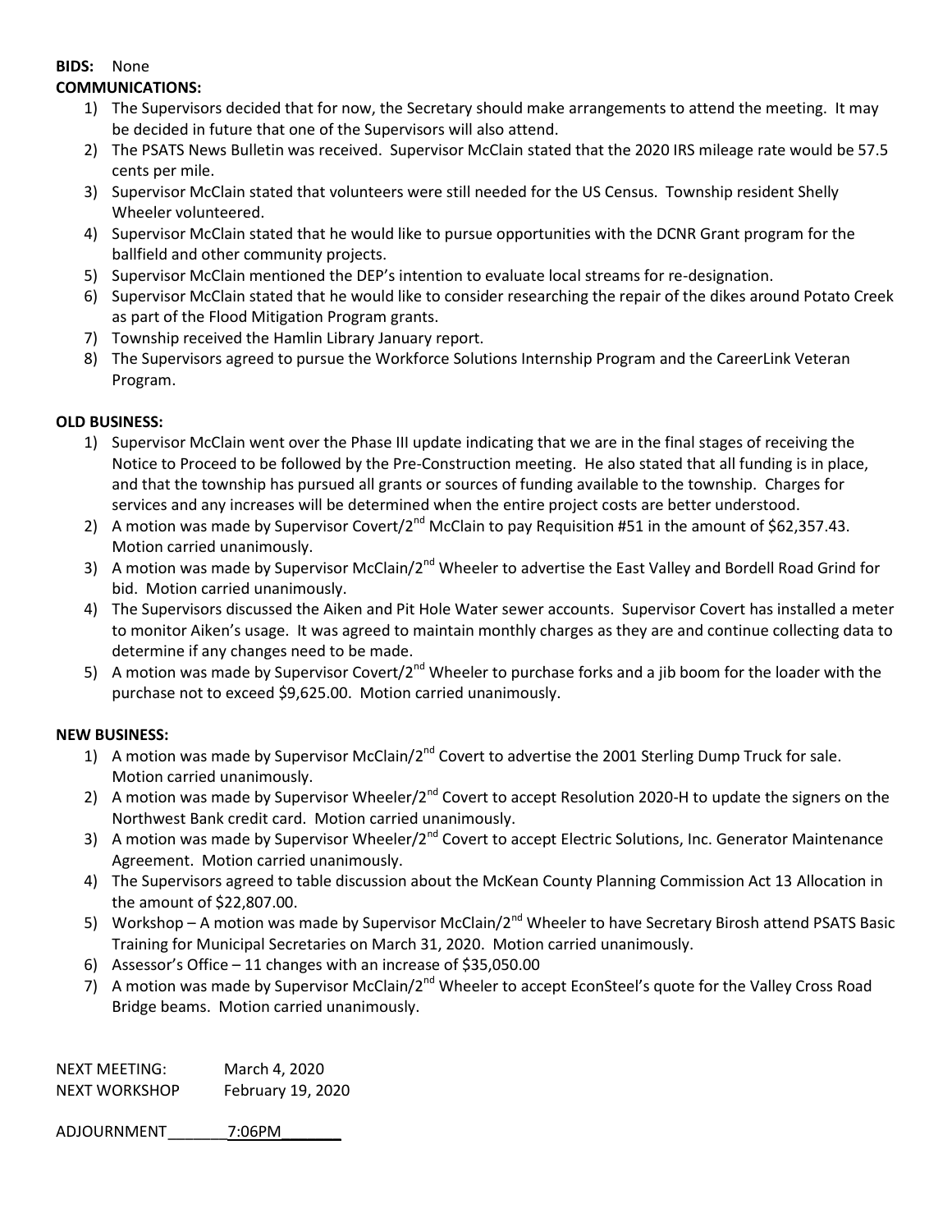**BIDS:** None

**COMMUNICATIONS:**

1) The Supervisors decided that for now, the Secretary should make arrangements to attend the meeting. It may be decided in future that one of the Supervisors will also attend.
2) The PSATS News Bulletin was received. Supervisor McClain stated that the 2020 IRS mileage rate would be 57.5 cents per mile.
3) Supervisor McClain stated that volunteers were still needed for the US Census. Township resident Shelly Wheeler volunteered.
4) Supervisor McClain stated that he would like to pursue opportunities with the DCNR Grant program for the ballfield and other community projects.
5) Supervisor McClain mentioned the DEP's intention to evaluate local streams for re-designation.
6) Supervisor McClain stated that he would like to consider researching the repair of the dikes around Potato Creek as part of the Flood Mitigation Program grants.
7) Township received the Hamlin Library January report.
8) The Supervisors agreed to pursue the Workforce Solutions Internship Program and the CareerLink Veteran Program.

**OLD BUSINESS:**

1) Supervisor McClain went over the Phase III update indicating that we are in the final stages of receiving the Notice to Proceed to be followed by the Pre-Construction meeting. He also stated that all funding is in place, and that the township has pursued all grants or sources of funding available to the township. Charges for services and any increases will be determined when the entire project costs are better understood.
2) A motion was made by Supervisor Covert/2nd McClain to pay Requisition #51 in the amount of $62,357.43. Motion carried unanimously.
3) A motion was made by Supervisor McClain/2nd Wheeler to advertise the East Valley and Bordell Road Grind for bid. Motion carried unanimously.
4) The Supervisors discussed the Aiken and Pit Hole Water sewer accounts. Supervisor Covert has installed a meter to monitor Aiken's usage. It was agreed to maintain monthly charges as they are and continue collecting data to determine if any changes need to be made.
5) A motion was made by Supervisor Covert/2nd Wheeler to purchase forks and a jib boom for the loader with the purchase not to exceed $9,625.00. Motion carried unanimously.

**NEW BUSINESS:**

1) A motion was made by Supervisor McClain/2nd Covert to advertise the 2001 Sterling Dump Truck for sale. Motion carried unanimously.
2) A motion was made by Supervisor Wheeler/2nd Covert to accept Resolution 2020-H to update the signers on the Northwest Bank credit card. Motion carried unanimously.
3) A motion was made by Supervisor Wheeler/2nd Covert to accept Electric Solutions, Inc. Generator Maintenance Agreement. Motion carried unanimously.
4) The Supervisors agreed to table discussion about the McKean County Planning Commission Act 13 Allocation in the amount of $22,807.00.
5) Workshop – A motion was made by Supervisor McClain/2nd Wheeler to have Secretary Birosh attend PSATS Basic Training for Municipal Secretaries on March 31, 2020. Motion carried unanimously.
6) Assessor's Office – 11 changes with an increase of $35,050.00
7) A motion was made by Supervisor McClain/2nd Wheeler to accept EconSteel's quote for the Valley Cross Road Bridge beams. Motion carried unanimously.

NEXT MEETING: March 4, 2020
NEXT WORKSHOP February 19, 2020

ADJOURNMENT 7:06PM